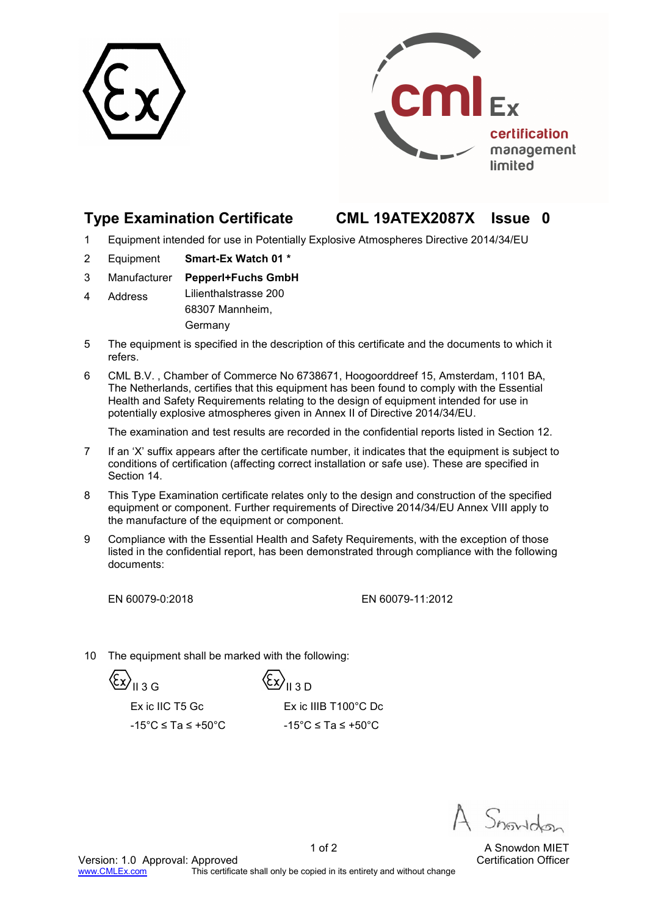# Type Examination Certificate CML 19ATEX2087X Issue 0

1 Equipment intended for use in Potentially Explosive Atmospheres Directive 2014/34/EU

2 Equipment **Smart-Ex Watch 01 ***

3 Manufacturer **Pepperl+Fuchs GmbH**

4 Address Lilienthalstrasse 200
68307 Mannheim,
Germany

5 The equipment is specified in the description of this certificate and the documents to which it refers.

6 CML B.V. , Chamber of Commerce No 6738671, Hoogoorddreef 15, Amsterdam, 1101 BA, The Netherlands, certifies that this equipment has been found to comply with the Essential Health and Safety Requirements relating to the design of equipment intended for use in potentially explosive atmospheres given in Annex II of Directive 2014/34/EU.

The examination and test results are recorded in the confidential reports listed in Section 12.

7 If an 'X' suffix appears after the certificate number, it indicates that the equipment is subject to conditions of certification (affecting correct installation or safe use). These are specified in Section 14.

8 This Type Examination certificate relates only to the design and construction of the specified equipment or component. Further requirements of Directive 2014/34/EU Annex VIII apply to the manufacture of the equipment or component.

9 Compliance with the Essential Health and Safety Requirements, with the exception of those listed in the confidential report, has been demonstrated through compliance with the following documents:

EN 60079-0:2018 EN 60079-11:2012

10 The equipment shall be marked with the following:

| | |
|---|---|
| Ex II 3 G | Ex II 3 D |
| Ex ic IIC T5 Gc | Ex ic IIIB T100°C Dc |
| -15°C ≤ Ta ≤ +50°C | -15°C ≤ Ta ≤ +50°C |

A Snowdon MIET
Certification Officer

Version: 1.0 Approval: Approved
www.CMLEx.com This certificate shall only be copied in its entirety and without change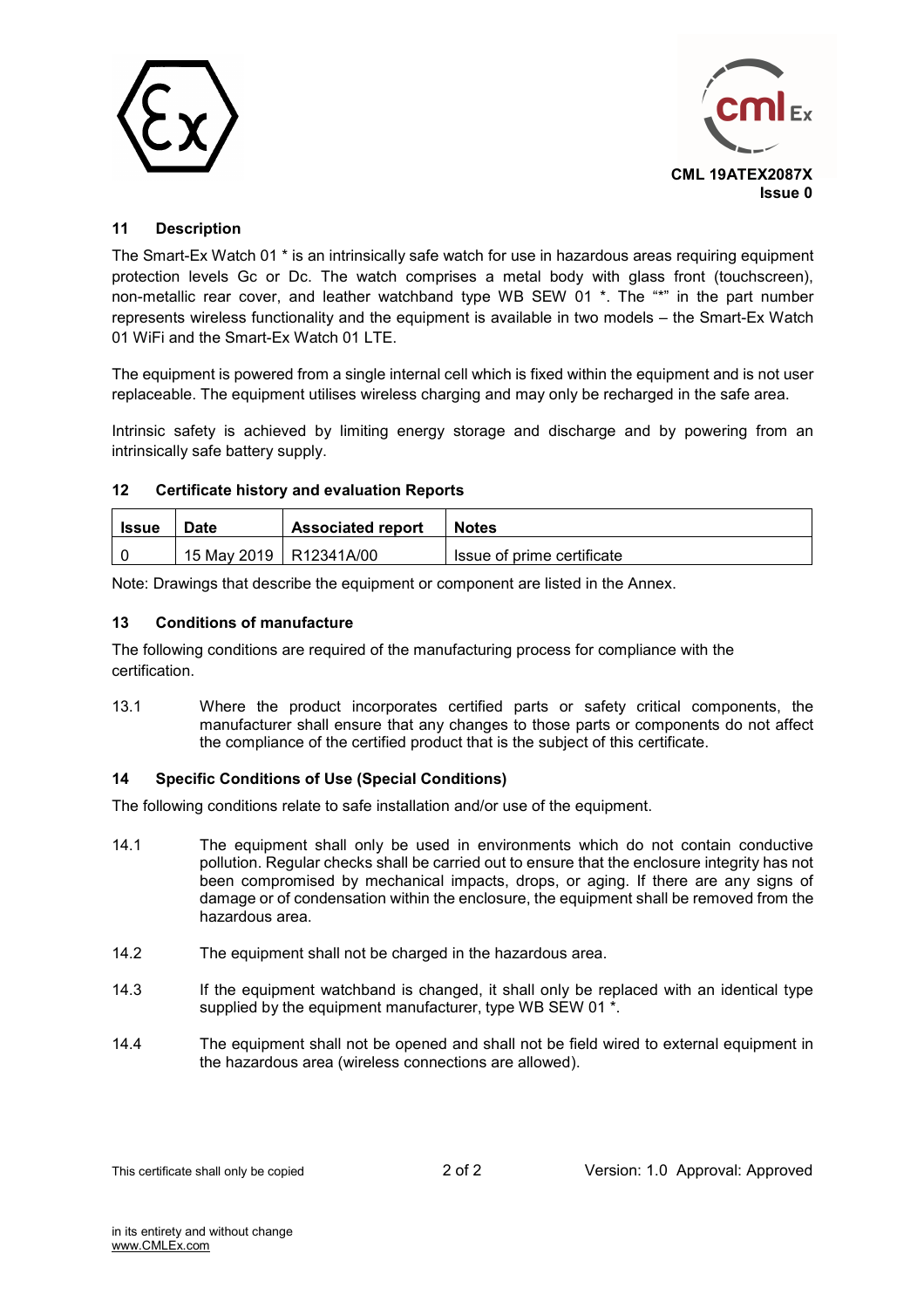**CML 19ATEX2087X**
**Issue 0**

## 11 Description

The Smart-Ex Watch 01 * is an intrinsically safe watch for use in hazardous areas requiring equipment protection levels Gc or Dc. The watch comprises a metal body with glass front (touchscreen), non-metallic rear cover, and leather watchband type WB SEW 01 *. The "*" in the part number represents wireless functionality and the equipment is available in two models – the Smart-Ex Watch 01 WiFi and the Smart-Ex Watch 01 LTE.

The equipment is powered from a single internal cell which is fixed within the equipment and is not user replaceable. The equipment utilises wireless charging and may only be recharged in the safe area.

Intrinsic safety is achieved by limiting energy storage and discharge and by powering from an intrinsically safe battery supply.

## 12 Certificate history and evaluation Reports

| Issue | Date | Associated report | Notes |
|---|---|---|---|
| 0 | 15 May 2019 | R12341A/00 | Issue of prime certificate |

Note: Drawings that describe the equipment or component are listed in the Annex.

## 13 Conditions of manufacture

The following conditions are required of the manufacturing process for compliance with the certification.

13.1 Where the product incorporates certified parts or safety critical components, the manufacturer shall ensure that any changes to those parts or components do not affect the compliance of the certified product that is the subject of this certificate.

## 14 Specific Conditions of Use (Special Conditions)

The following conditions relate to safe installation and/or use of the equipment.

14.1 The equipment shall only be used in environments which do not contain conductive pollution. Regular checks shall be carried out to ensure that the enclosure integrity has not been compromised by mechanical impacts, drops, or aging. If there are any signs of damage or of condensation within the enclosure, the equipment shall be removed from the hazardous area.

14.2 The equipment shall not be charged in the hazardous area.

14.3 If the equipment watchband is changed, it shall only be replaced with an identical type supplied by the equipment manufacturer, type WB SEW 01 *.

14.4 The equipment shall not be opened and shall not be field wired to external equipment in the hazardous area (wireless connections are allowed).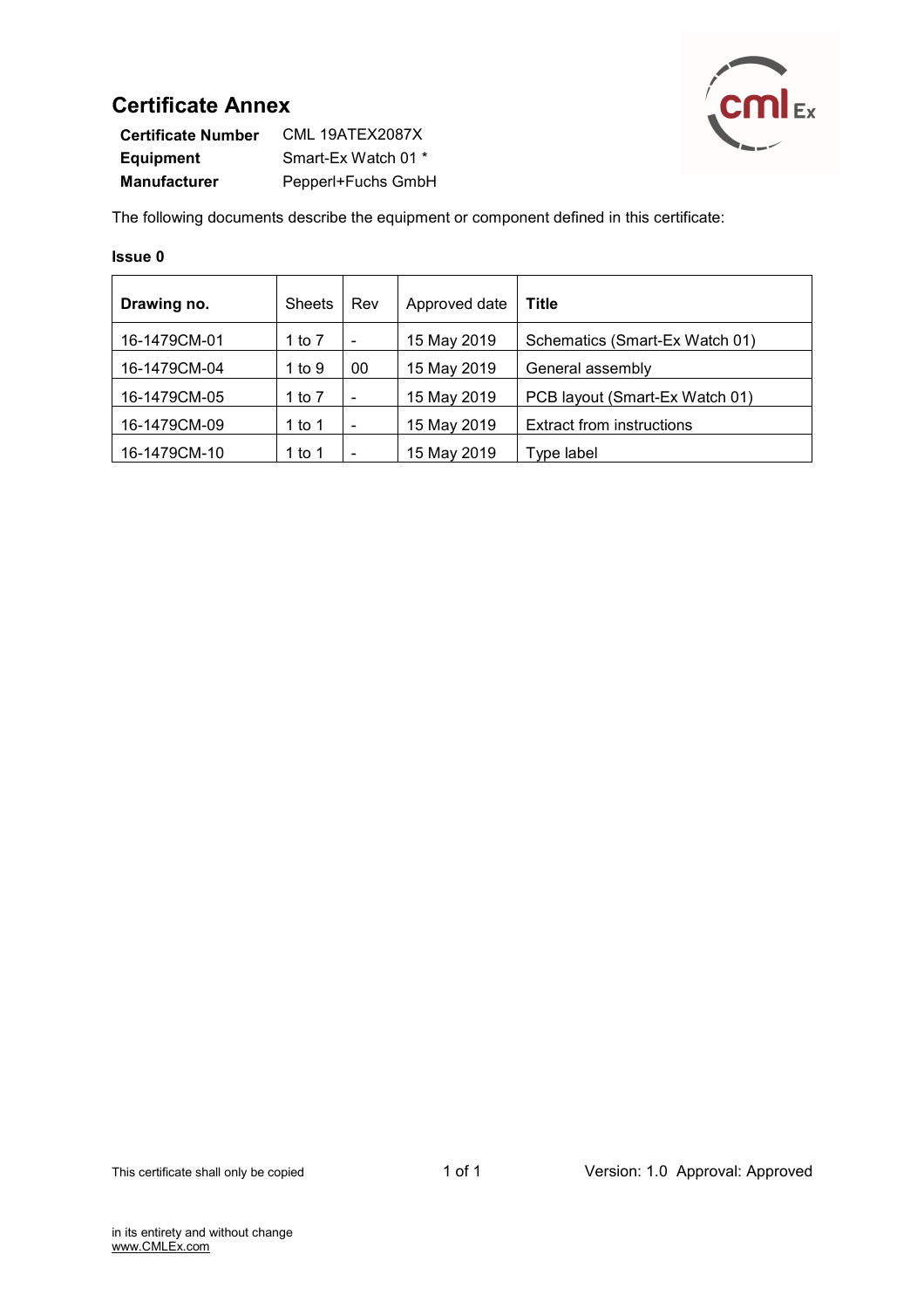# Certificate Annex

| | |
|---|---|
| **Certificate Number** | CML 19ATEX2087X |
| **Equipment** | Smart-Ex Watch 01 * |
| **Manufacturer** | Pepperl+Fuchs GmbH |

The following documents describe the equipment or component defined in this certificate:

**Issue 0**

| **Drawing no.** | Sheets | Rev | Approved date | **Title** |
|---|---|---|---|---|
| 16-1479CM-01 | 1 to 7 | - | 15 May 2019 | Schematics (Smart-Ex Watch 01) |
| 16-1479CM-04 | 1 to 9 | 00 | 15 May 2019 | General assembly |
| 16-1479CM-05 | 1 to 7 | - | 15 May 2019 | PCB layout (Smart-Ex Watch 01) |
| 16-1479CM-09 | 1 to 1 | - | 15 May 2019 | Extract from instructions |
| 16-1479CM-10 | 1 to 1 | - | 15 May 2019 | Type label |